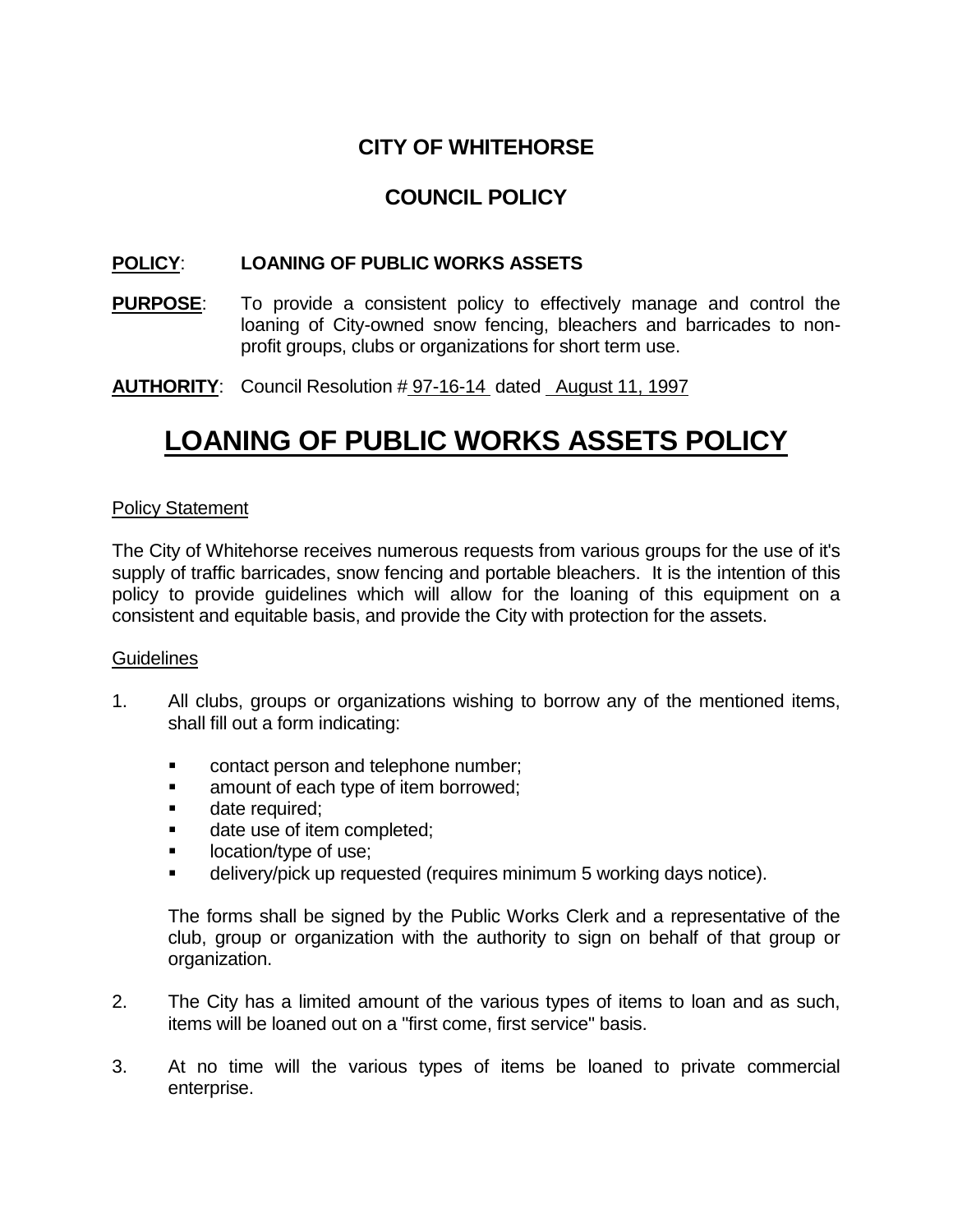# CITY OF WHITEHORSE

## COUNCIL POLICY

**POLICY**: **LOANING OF PUBLIC WORKS ASSETS**

**PURPOSE**: To provide a consistent policy to effectively manage and control the loaning of City-owned snow fencing, bleachers and barricades to non-profit groups, clubs or organizations for short term use.

**AUTHORITY**: Council Resolution # 97-16-14 dated August 11, 1997

# LOANING OF PUBLIC WORKS ASSETS POLICY

Policy Statement

The City of Whitehorse receives numerous requests from various groups for the use of it's supply of traffic barricades, snow fencing and portable bleachers. It is the intention of this policy to provide guidelines which will allow for the loaning of this equipment on a consistent and equitable basis, and provide the City with protection for the assets.

Guidelines

1. All clubs, groups or organizations wishing to borrow any of the mentioned items, shall fill out a form indicating:

   - contact person and telephone number;
   - amount of each type of item borrowed;
   - date required;
   - date use of item completed;
   - location/type of use;
   - delivery/pick up requested (requires minimum 5 working days notice).

   The forms shall be signed by the Public Works Clerk and a representative of the club, group or organization with the authority to sign on behalf of that group or organization.

2. The City has a limited amount of the various types of items to loan and as such, items will be loaned out on a "first come, first service" basis.

3. At no time will the various types of items be loaned to private commercial enterprise.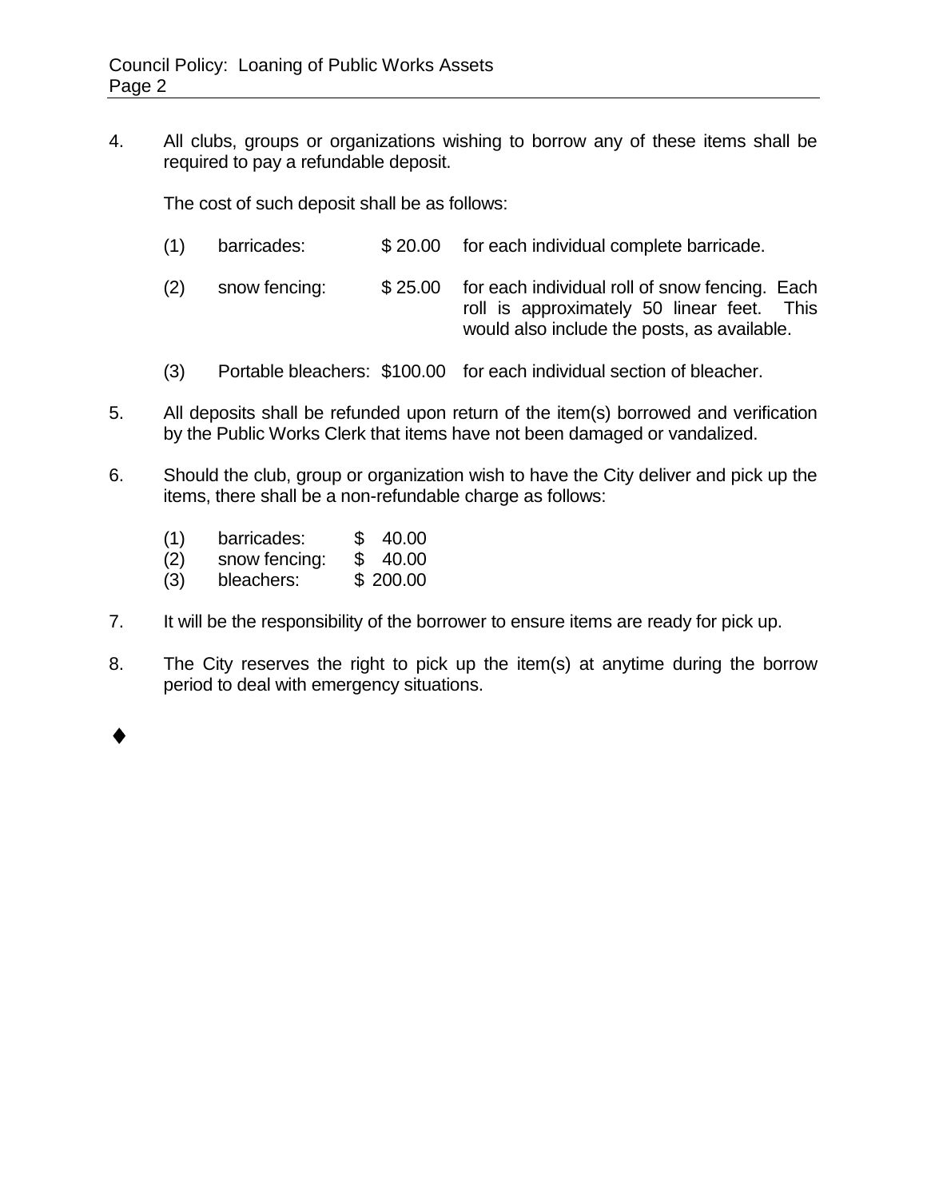4. All clubs, groups or organizations wishing to borrow any of these items shall be required to pay a refundable deposit.

   The cost of such deposit shall be as follows:

   (1) barricades: $ 20.00 for each individual complete barricade.

   (2) snow fencing: $ 25.00 for each individual roll of snow fencing. Each roll is approximately 50 linear feet. This would also include the posts, as available.

   (3) Portable bleachers: $100.00 for each individual section of bleacher.

5. All deposits shall be refunded upon return of the item(s) borrowed and verification by the Public Works Clerk that items have not been damaged or vandalized.

6. Should the club, group or organization wish to have the City deliver and pick up the items, there shall be a non-refundable charge as follows:

   (1) barricades: $ 40.00
   (2) snow fencing: $ 40.00
   (3) bleachers: $ 200.00

7. It will be the responsibility of the borrower to ensure items are ready for pick up.

8. The City reserves the right to pick up the item(s) at anytime during the borrow period to deal with emergency situations.

♦